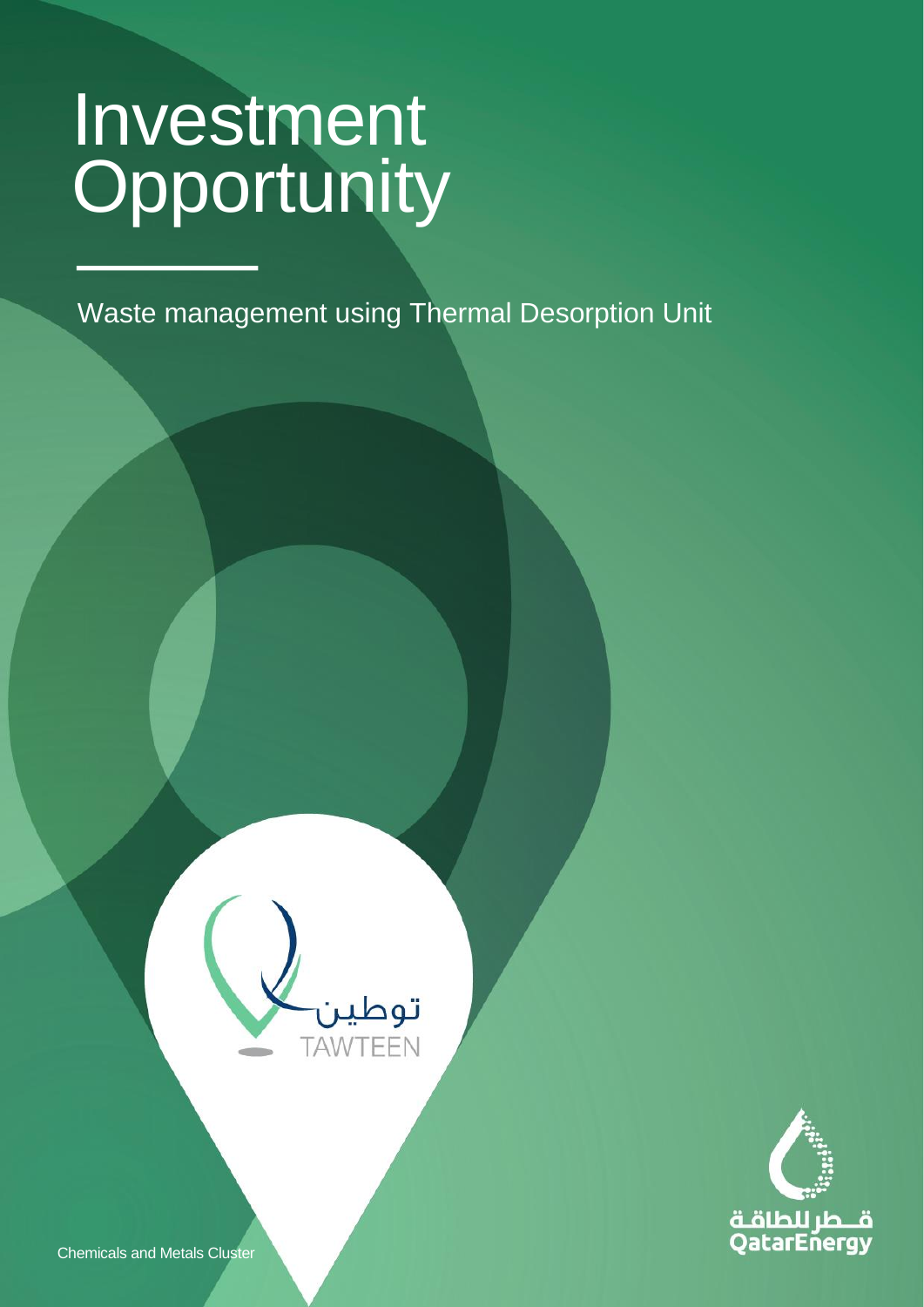# Investment Opportunity

Waste management using Thermal Desorption Unit

توطين
TAWTEEN

قطر للطاقة
QatarEnergy

Chemicals and Metals Cluster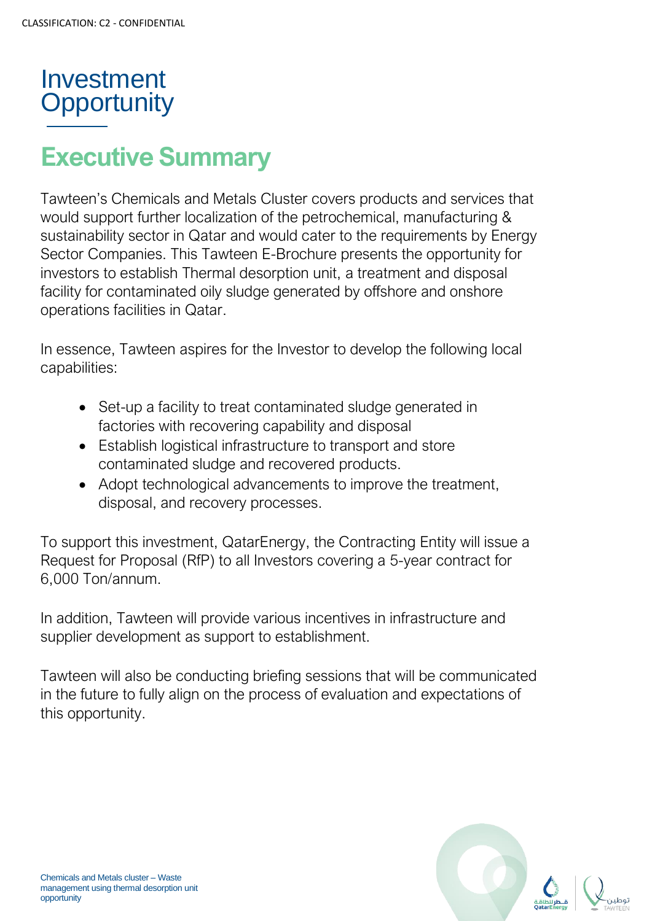# Investment Opportunity

## Executive Summary

Tawteen's Chemicals and Metals Cluster covers products and services that would support further localization of the petrochemical, manufacturing & sustainability sector in Qatar and would cater to the requirements by Energy Sector Companies. This Tawteen E-Brochure presents the opportunity for investors to establish Thermal desorption unit, a treatment and disposal facility for contaminated oily sludge generated by offshore and onshore operations facilities in Qatar.

In essence, Tawteen aspires for the Investor to develop the following local capabilities:

- Set-up a facility to treat contaminated sludge generated in factories with recovering capability and disposal
- Establish logistical infrastructure to transport and store contaminated sludge and recovered products.
- Adopt technological advancements to improve the treatment, disposal, and recovery processes.

To support this investment, QatarEnergy, the Contracting Entity will issue a Request for Proposal (RfP) to all Investors covering a 5-year contract for 6,000 Ton/annum.

In addition, Tawteen will provide various incentives in infrastructure and supplier development as support to establishment.

Tawteen will also be conducting briefing sessions that will be communicated in the future to fully align on the process of evaluation and expectations of this opportunity.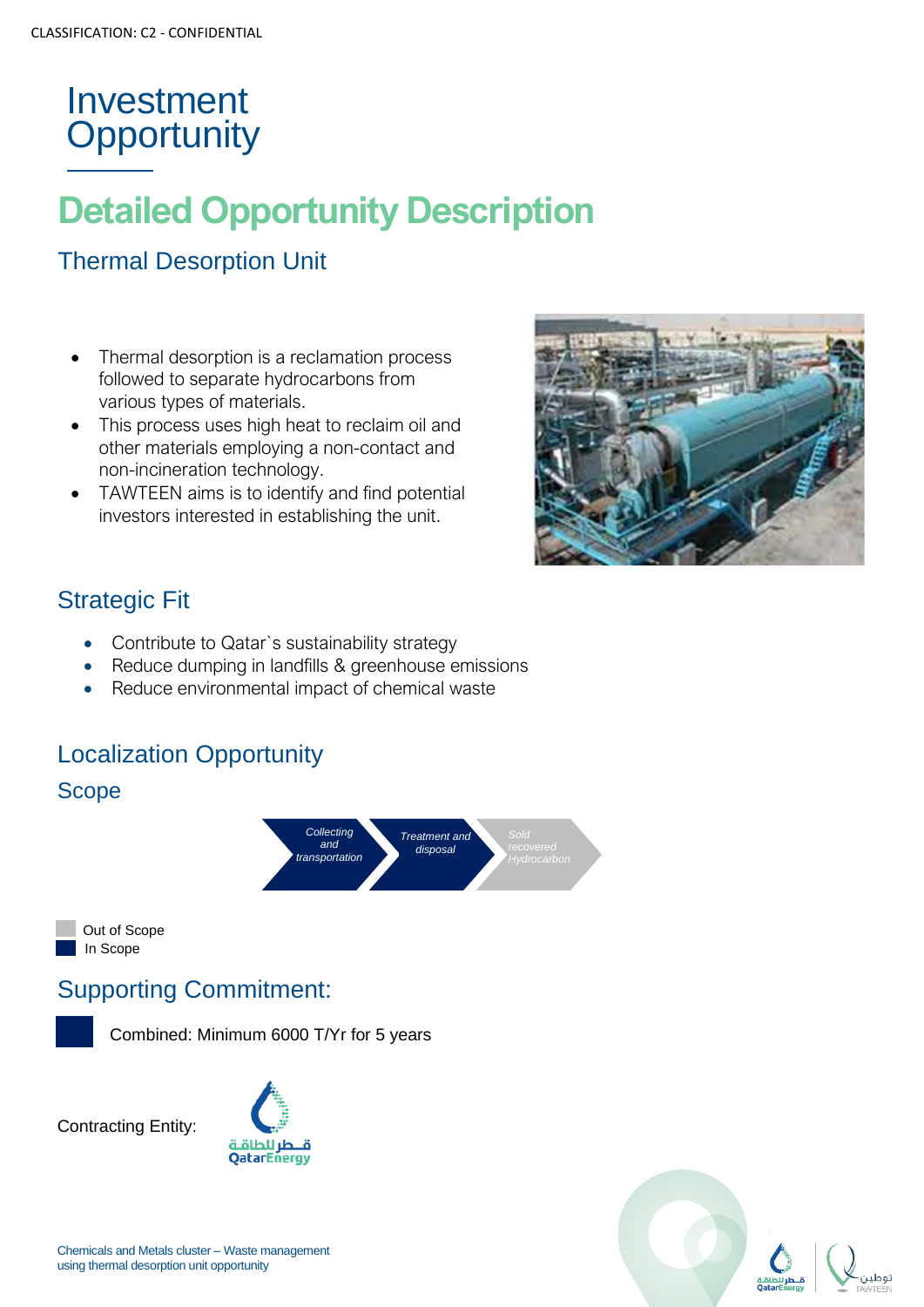CLASSIFICATION: C2 - CONFIDENTIAL

# Investment Opportunity

## Detailed Opportunity Description

### Thermal Desorption Unit

- Thermal desorption is a reclamation process followed to separate hydrocarbons from various types of materials.
- This process uses high heat to reclaim oil and other materials employing a non-contact and non-incineration technology.
- TAWTEEN aims is to identify and find potential investors interested in establishing the unit.

### Strategic Fit

- Contribute to Qatar`s sustainability strategy
- Reduce dumping in landfills & greenhouse emissions
- Reduce environmental impact of chemical waste

### Localization Opportunity

#### Scope

*Collecting and transportation* → *Treatment and disposal* → *Sold recovered Hydrocarbon*

Out of Scope
In Scope

### Supporting Commitment:

Combined: Minimum 6000 T/Yr for 5 years

Contracting Entity: قطر للطاقة QatarEnergy

Chemicals and Metals cluster – Waste management using thermal desorption unit opportunity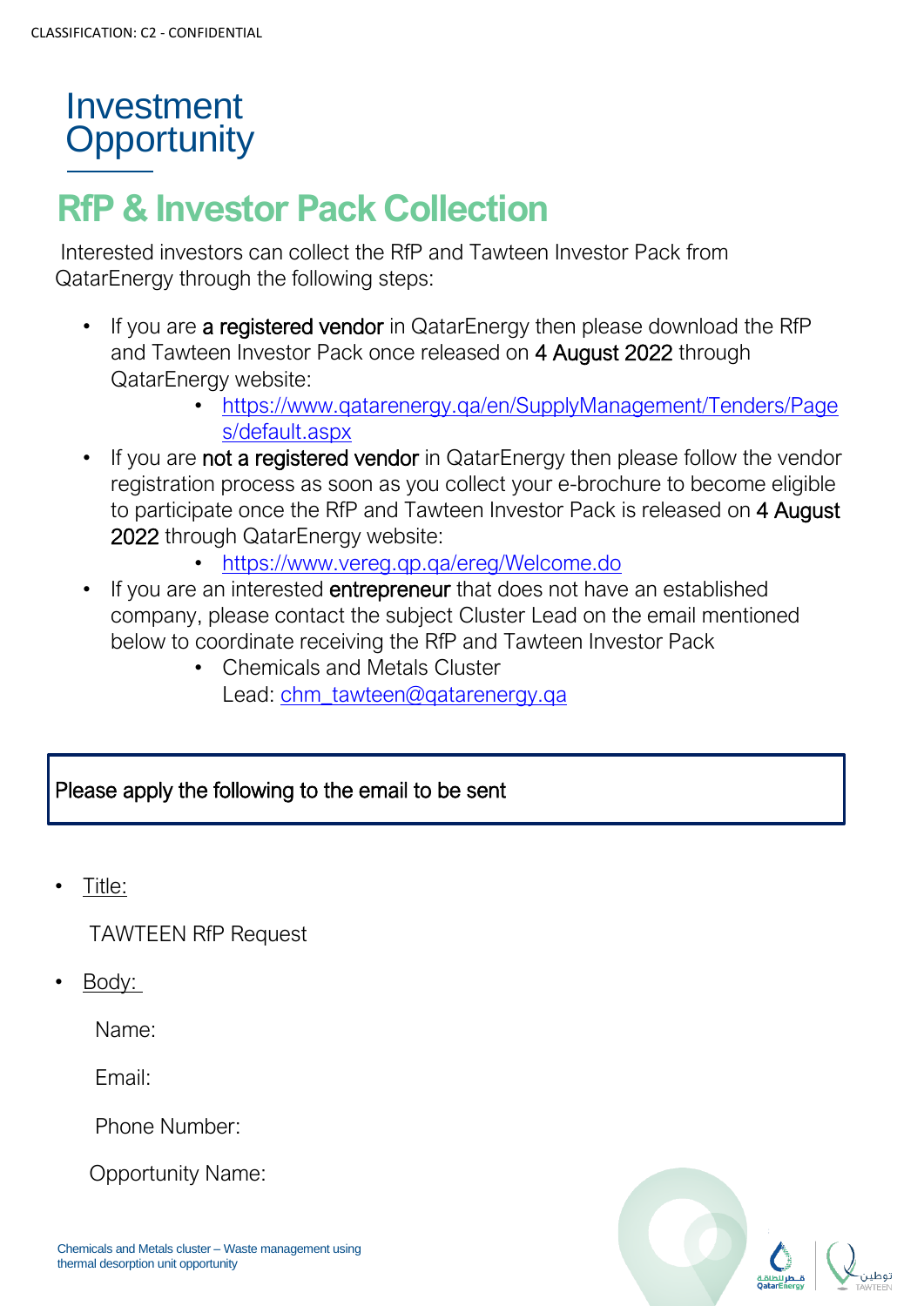# Investment Opportunity

## RfP & Investor Pack Collection

Interested investors can collect the RfP and Tawteen Investor Pack from QatarEnergy through the following steps:

- If you are **a registered vendor** in QatarEnergy then please download the RfP and Tawteen Investor Pack once released on **4 August 2022** through QatarEnergy website:
  - https://www.qatarenergy.qa/en/SupplyManagement/Tenders/Pages/default.aspx
- If you are **not a registered vendor** in QatarEnergy then please follow the vendor registration process as soon as you collect your e-brochure to become eligible to participate once the RfP and Tawteen Investor Pack is released on **4 August 2022** through QatarEnergy website:
  - https://www.vereg.qp.qa/ereg/Welcome.do
- If you are an interested **entrepreneur** that does not have an established company, please contact the subject Cluster Lead on the email mentioned below to coordinate receiving the RfP and Tawteen Investor Pack
  - Chemicals and Metals Cluster Lead: chm_tawteen@qatarenergy.qa

Please apply the following to the email to be sent

- Title:

  TAWTEEN RfP Request

- Body:

  Name:

  Email:

  Phone Number:

  Opportunity Name:

Chemicals and Metals cluster – Waste management using thermal desorption unit opportunity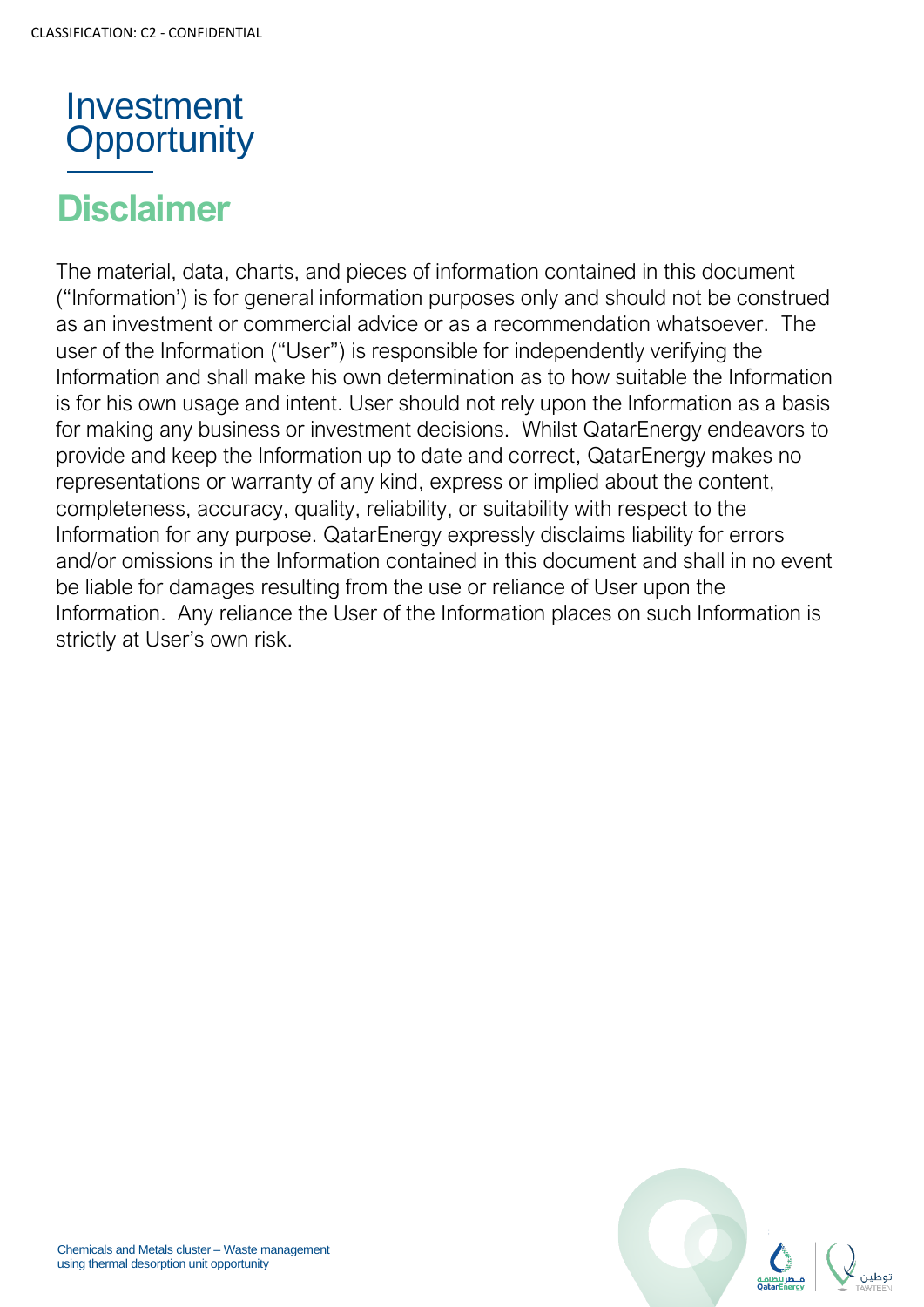# Investment Opportunity

## Disclaimer

The material, data, charts, and pieces of information contained in this document ("Information') is for general information purposes only and should not be construed as an investment or commercial advice or as a recommendation whatsoever. The user of the Information ("User") is responsible for independently verifying the Information and shall make his own determination as to how suitable the Information is for his own usage and intent. User should not rely upon the Information as a basis for making any business or investment decisions. Whilst QatarEnergy endeavors to provide and keep the Information up to date and correct, QatarEnergy makes no representations or warranty of any kind, express or implied about the content, completeness, accuracy, quality, reliability, or suitability with respect to the Information for any purpose. QatarEnergy expressly disclaims liability for errors and/or omissions in the Information contained in this document and shall in no event be liable for damages resulting from the use or reliance of User upon the Information. Any reliance the User of the Information places on such Information is strictly at User's own risk.